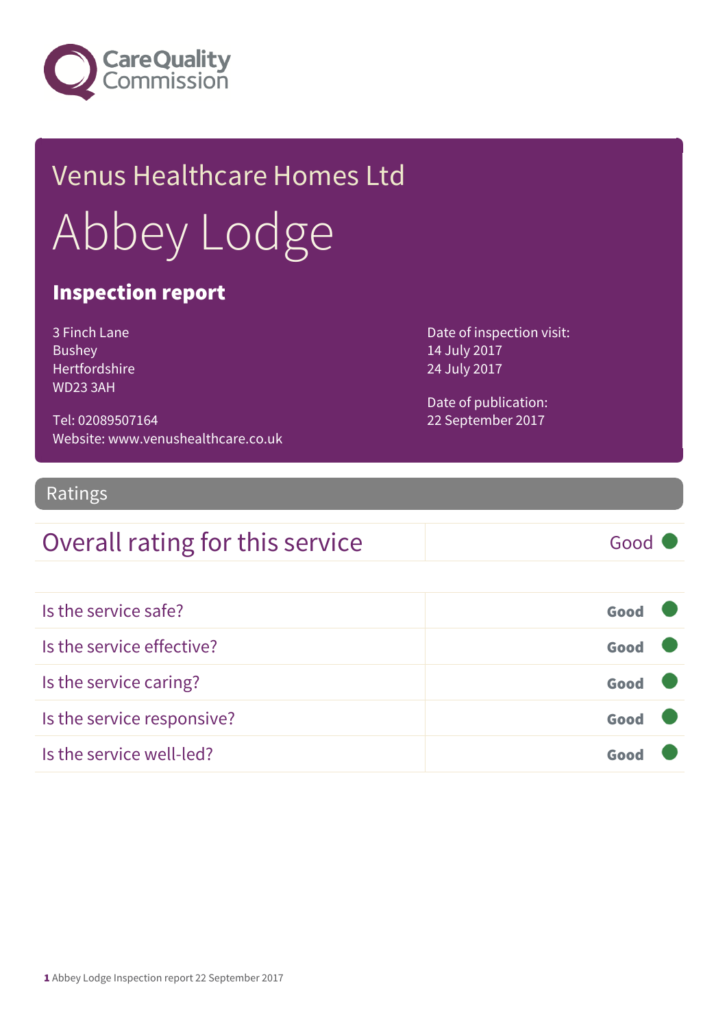Care Quality Commission

# Venus Healthcare Homes Ltd

# Abbey Lodge

## Inspection report

3 Finch Lane
Bushey
Hertfordshire
WD23 3AH

Tel: 02089507164
Website: www.venushealthcare.co.uk

Date of inspection visit:
14 July 2017
24 July 2017

Date of publication:
22 September 2017

## Ratings

| Overall rating for this service | Good |
|---|---|

| Is the service safe? | Good |
|---|---|
| Is the service effective? | Good |
| Is the service caring? | Good |
| Is the service responsive? | Good |
| Is the service well-led? | Good |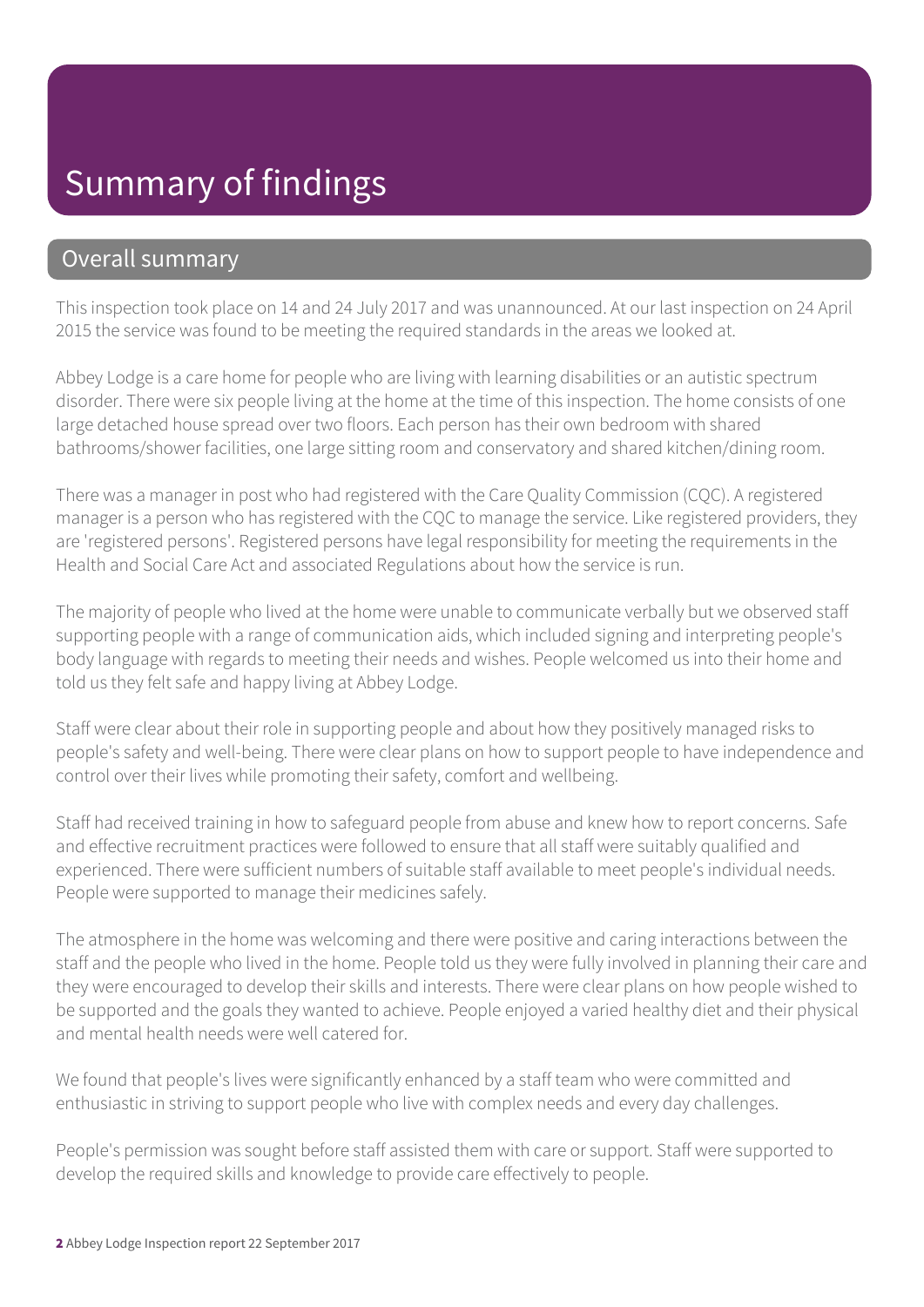# Summary of findings

## Overall summary

This inspection took place on 14 and 24 July 2017 and was unannounced. At our last inspection on 24 April 2015 the service was found to be meeting the required standards in the areas we looked at.

Abbey Lodge is a care home for people who are living with learning disabilities or an autistic spectrum disorder. There were six people living at the home at the time of this inspection. The home consists of one large detached house spread over two floors. Each person has their own bedroom with shared bathrooms/shower facilities, one large sitting room and conservatory and shared kitchen/dining room.

There was a manager in post who had registered with the Care Quality Commission (CQC). A registered manager is a person who has registered with the CQC to manage the service. Like registered providers, they are 'registered persons'. Registered persons have legal responsibility for meeting the requirements in the Health and Social Care Act and associated Regulations about how the service is run.

The majority of people who lived at the home were unable to communicate verbally but we observed staff supporting people with a range of communication aids, which included signing and interpreting people's body language with regards to meeting their needs and wishes. People welcomed us into their home and told us they felt safe and happy living at Abbey Lodge.

Staff were clear about their role in supporting people and about how they positively managed risks to people's safety and well-being. There were clear plans on how to support people to have independence and control over their lives while promoting their safety, comfort and wellbeing.

Staff had received training in how to safeguard people from abuse and knew how to report concerns. Safe and effective recruitment practices were followed to ensure that all staff were suitably qualified and experienced. There were sufficient numbers of suitable staff available to meet people's individual needs. People were supported to manage their medicines safely.

The atmosphere in the home was welcoming and there were positive and caring interactions between the staff and the people who lived in the home. People told us they were fully involved in planning their care and they were encouraged to develop their skills and interests. There were clear plans on how people wished to be supported and the goals they wanted to achieve. People enjoyed a varied healthy diet and their physical and mental health needs were well catered for.

We found that people's lives were significantly enhanced by a staff team who were committed and enthusiastic in striving to support people who live with complex needs and every day challenges.

People's permission was sought before staff assisted them with care or support. Staff were supported to develop the required skills and knowledge to provide care effectively to people.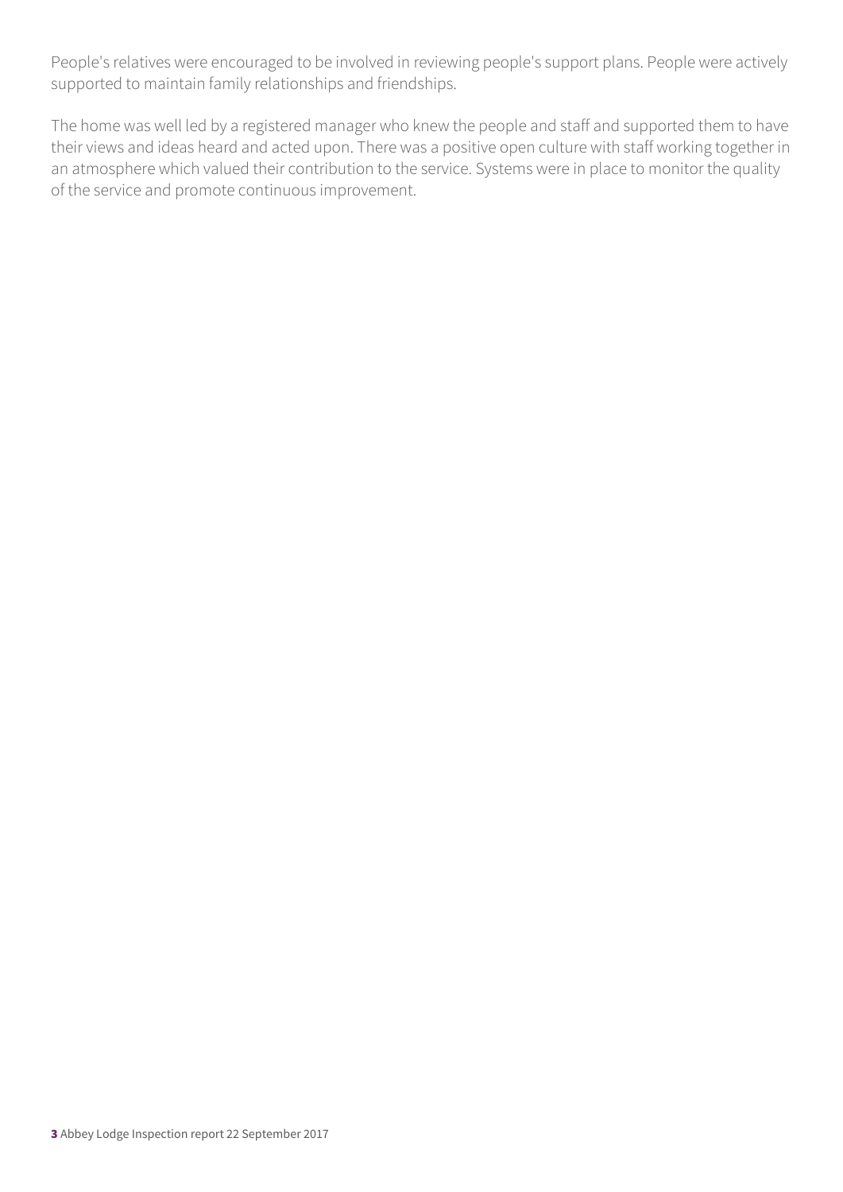People's relatives were encouraged to be involved in reviewing people's support plans. People were actively supported to maintain family relationships and friendships.

The home was well led by a registered manager who knew the people and staff and supported them to have their views and ideas heard and acted upon. There was a positive open culture with staff working together in an atmosphere which valued their contribution to the service. Systems were in place to monitor the quality of the service and promote continuous improvement.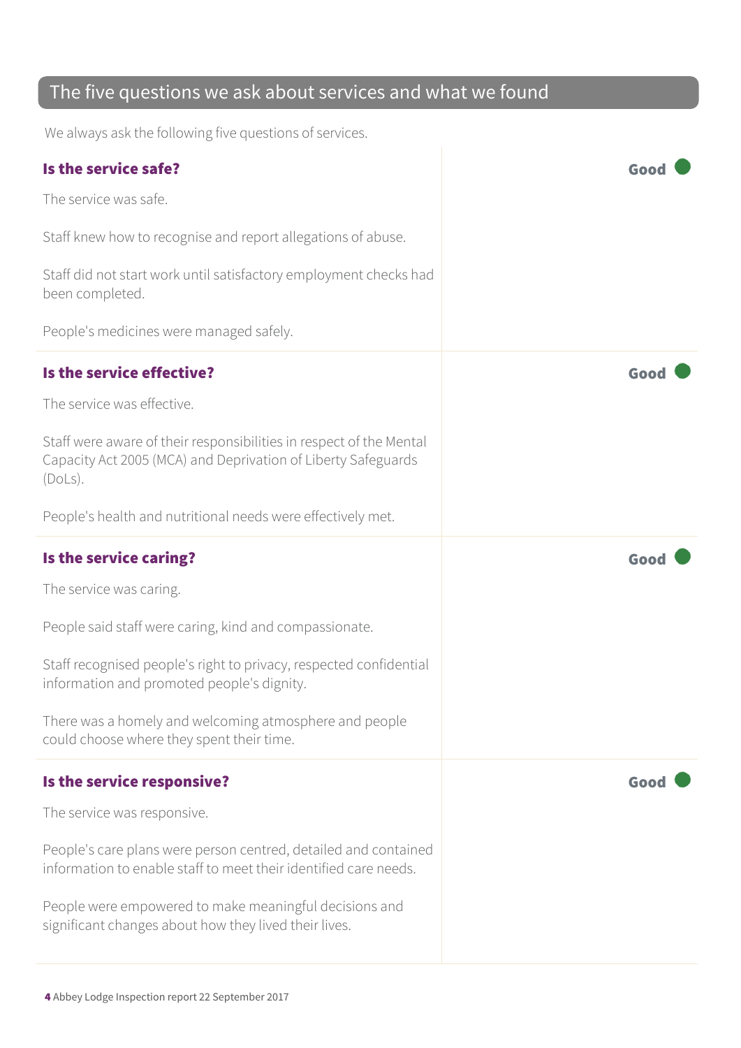## The five questions we ask about services and what we found

We always ask the following five questions of services.

### Is the service safe?

**Good**

The service was safe.

Staff knew how to recognise and report allegations of abuse.

Staff did not start work until satisfactory employment checks had been completed.

People's medicines were managed safely.

### Is the service effective?

**Good**

The service was effective.

Staff were aware of their responsibilities in respect of the Mental Capacity Act 2005 (MCA) and Deprivation of Liberty Safeguards (DoLs).

People's health and nutritional needs were effectively met.

### Is the service caring?

**Good**

The service was caring.

People said staff were caring, kind and compassionate.

Staff recognised people's right to privacy, respected confidential information and promoted people's dignity.

There was a homely and welcoming atmosphere and people could choose where they spent their time.

### Is the service responsive?

**Good**

The service was responsive.

People's care plans were person centred, detailed and contained information to enable staff to meet their identified care needs.

People were empowered to make meaningful decisions and significant changes about how they lived their lives.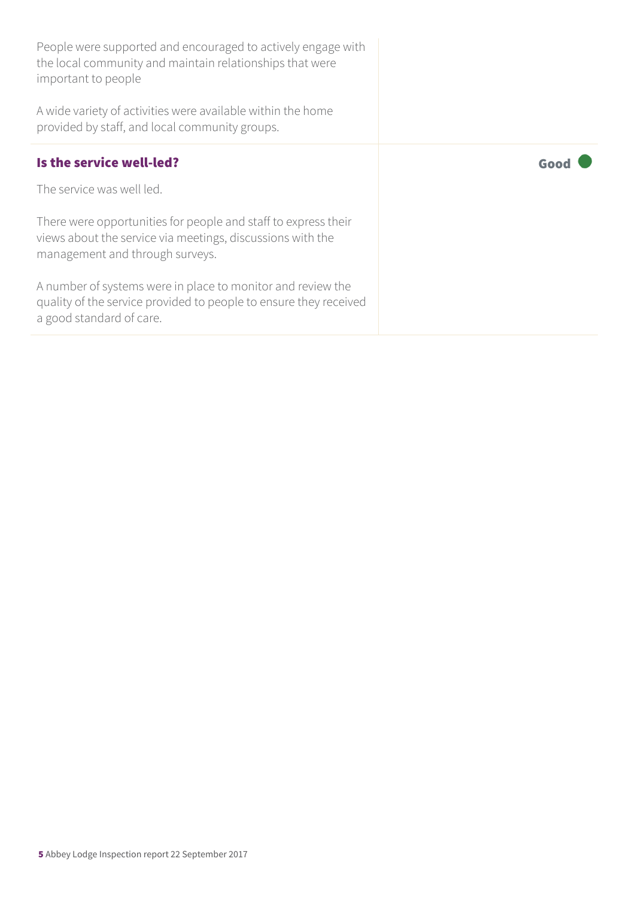People were supported and encouraged to actively engage with the local community and maintain relationships that were important to people

A wide variety of activities were available within the home provided by staff, and local community groups.

### Is the service well-led?

**Good**

The service was well led.

There were opportunities for people and staff to express their views about the service via meetings, discussions with the management and through surveys.

A number of systems were in place to monitor and review the quality of the service provided to people to ensure they received a good standard of care.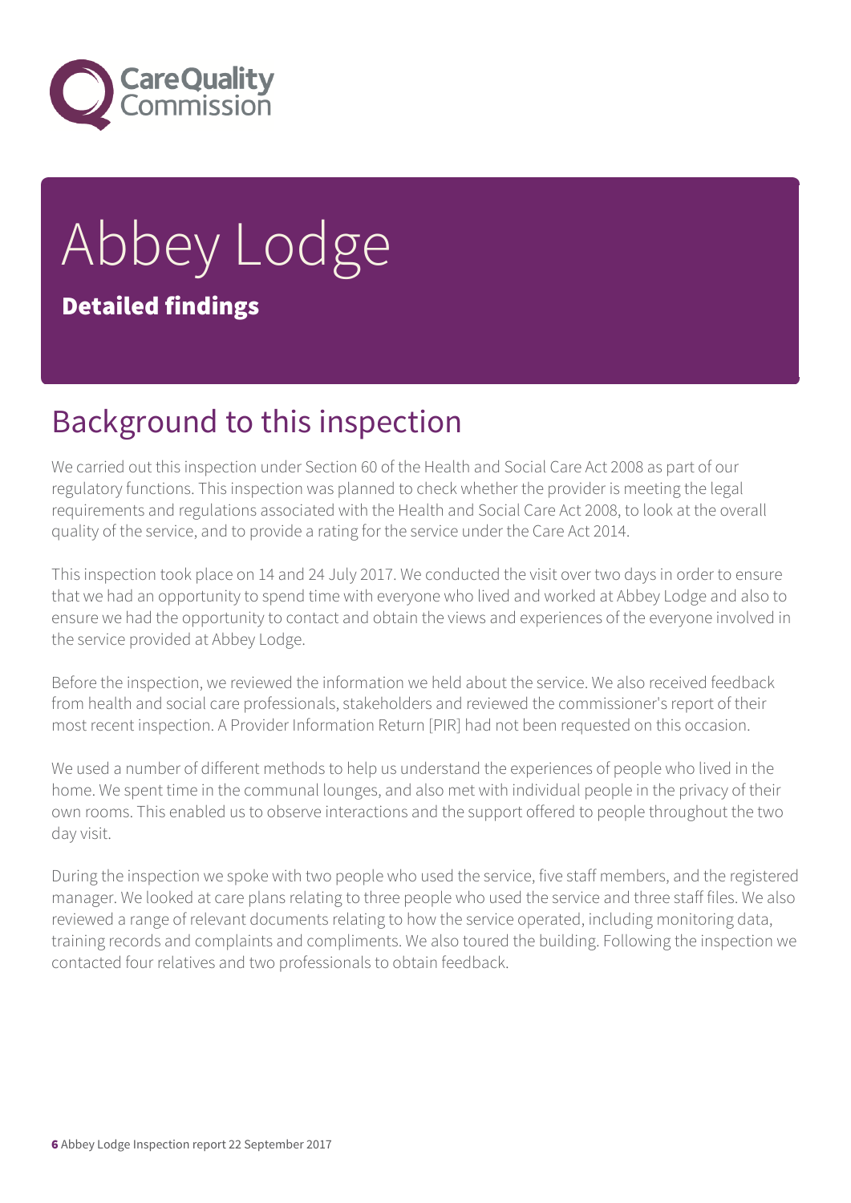# Abbey Lodge

**Detailed findings**

## Background to this inspection

We carried out this inspection under Section 60 of the Health and Social Care Act 2008 as part of our regulatory functions. This inspection was planned to check whether the provider is meeting the legal requirements and regulations associated with the Health and Social Care Act 2008, to look at the overall quality of the service, and to provide a rating for the service under the Care Act 2014.

This inspection took place on 14 and 24 July 2017. We conducted the visit over two days in order to ensure that we had an opportunity to spend time with everyone who lived and worked at Abbey Lodge and also to ensure we had the opportunity to contact and obtain the views and experiences of the everyone involved in the service provided at Abbey Lodge.

Before the inspection, we reviewed the information we held about the service. We also received feedback from health and social care professionals, stakeholders and reviewed the commissioner's report of their most recent inspection. A Provider Information Return [PIR] had not been requested on this occasion.

We used a number of different methods to help us understand the experiences of people who lived in the home. We spent time in the communal lounges, and also met with individual people in the privacy of their own rooms. This enabled us to observe interactions and the support offered to people throughout the two day visit.

During the inspection we spoke with two people who used the service, five staff members, and the registered manager. We looked at care plans relating to three people who used the service and three staff files. We also reviewed a range of relevant documents relating to how the service operated, including monitoring data, training records and complaints and compliments. We also toured the building. Following the inspection we contacted four relatives and two professionals to obtain feedback.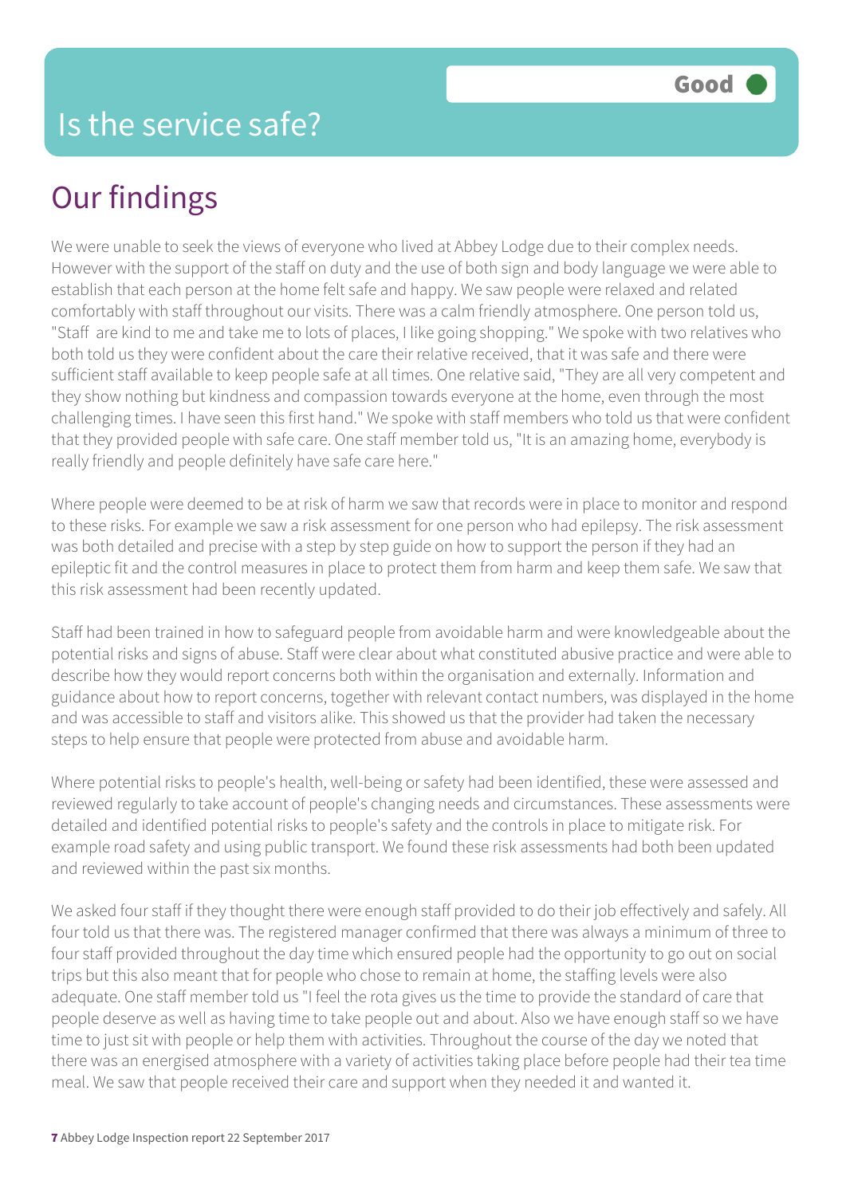# Is the service safe?

**Good**

## Our findings

We were unable to seek the views of everyone who lived at Abbey Lodge due to their complex needs. However with the support of the staff on duty and the use of both sign and body language we were able to establish that each person at the home felt safe and happy. We saw people were relaxed and related comfortably with staff throughout our visits. There was a calm friendly atmosphere. One person told us, "Staff are kind to me and take me to lots of places, I like going shopping." We spoke with two relatives who both told us they were confident about the care their relative received, that it was safe and there were sufficient staff available to keep people safe at all times. One relative said, "They are all very competent and they show nothing but kindness and compassion towards everyone at the home, even through the most challenging times. I have seen this first hand." We spoke with staff members who told us that were confident that they provided people with safe care. One staff member told us, "It is an amazing home, everybody is really friendly and people definitely have safe care here."

Where people were deemed to be at risk of harm we saw that records were in place to monitor and respond to these risks. For example we saw a risk assessment for one person who had epilepsy. The risk assessment was both detailed and precise with a step by step guide on how to support the person if they had an epileptic fit and the control measures in place to protect them from harm and keep them safe. We saw that this risk assessment had been recently updated.

Staff had been trained in how to safeguard people from avoidable harm and were knowledgeable about the potential risks and signs of abuse. Staff were clear about what constituted abusive practice and were able to describe how they would report concerns both within the organisation and externally. Information and guidance about how to report concerns, together with relevant contact numbers, was displayed in the home and was accessible to staff and visitors alike. This showed us that the provider had taken the necessary steps to help ensure that people were protected from abuse and avoidable harm.

Where potential risks to people's health, well-being or safety had been identified, these were assessed and reviewed regularly to take account of people's changing needs and circumstances. These assessments were detailed and identified potential risks to people's safety and the controls in place to mitigate risk. For example road safety and using public transport. We found these risk assessments had both been updated and reviewed within the past six months.

We asked four staff if they thought there were enough staff provided to do their job effectively and safely. All four told us that there was. The registered manager confirmed that there was always a minimum of three to four staff provided throughout the day time which ensured people had the opportunity to go out on social trips but this also meant that for people who chose to remain at home, the staffing levels were also adequate. One staff member told us "I feel the rota gives us the time to provide the standard of care that people deserve as well as having time to take people out and about. Also we have enough staff so we have time to just sit with people or help them with activities. Throughout the course of the day we noted that there was an energised atmosphere with a variety of activities taking place before people had their tea time meal. We saw that people received their care and support when they needed it and wanted it.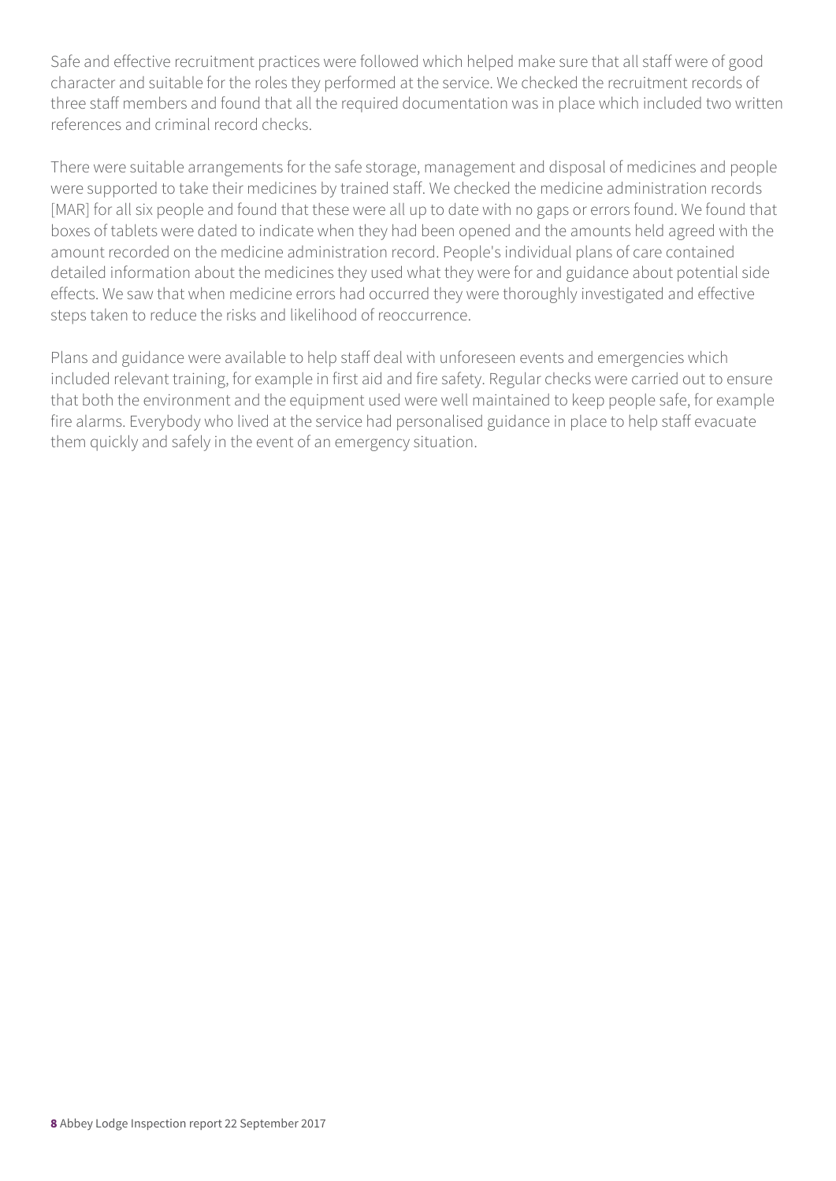Safe and effective recruitment practices were followed which helped make sure that all staff were of good character and suitable for the roles they performed at the service. We checked the recruitment records of three staff members and found that all the required documentation was in place which included two written references and criminal record checks.

There were suitable arrangements for the safe storage, management and disposal of medicines and people were supported to take their medicines by trained staff. We checked the medicine administration records [MAR] for all six people and found that these were all up to date with no gaps or errors found. We found that boxes of tablets were dated to indicate when they had been opened and the amounts held agreed with the amount recorded on the medicine administration record. People's individual plans of care contained detailed information about the medicines they used what they were for and guidance about potential side effects. We saw that when medicine errors had occurred they were thoroughly investigated and effective steps taken to reduce the risks and likelihood of reoccurrence.

Plans and guidance were available to help staff deal with unforeseen events and emergencies which included relevant training, for example in first aid and fire safety. Regular checks were carried out to ensure that both the environment and the equipment used were well maintained to keep people safe, for example fire alarms. Everybody who lived at the service had personalised guidance in place to help staff evacuate them quickly and safely in the event of an emergency situation.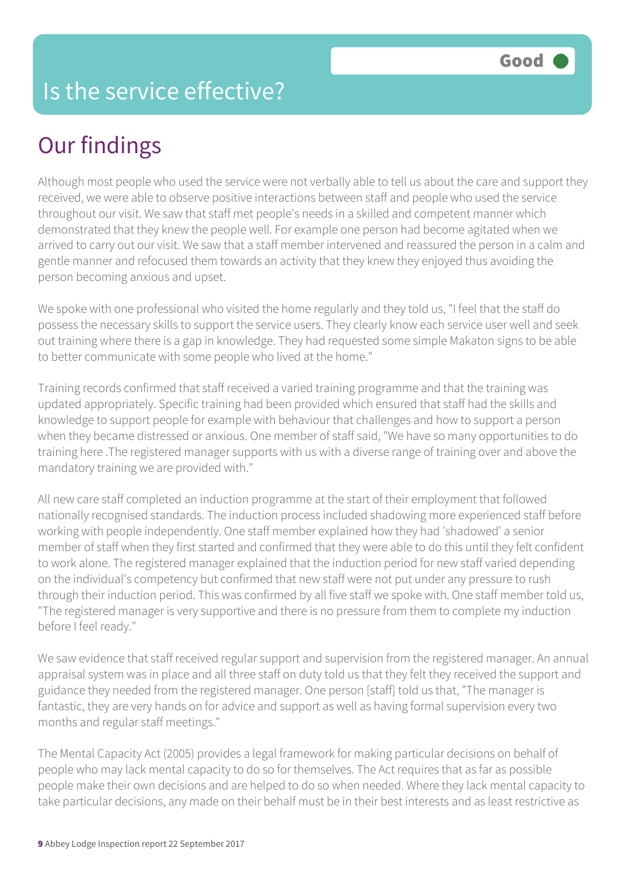# Is the service effective?

Good

## Our findings

Although most people who used the service were not verbally able to tell us about the care and support they received, we were able to observe positive interactions between staff and people who used the service throughout our visit. We saw that staff met people's needs in a skilled and competent manner which demonstrated that they knew the people well. For example one person had become agitated when we arrived to carry out our visit. We saw that a staff member intervened and reassured the person in a calm and gentle manner and refocused them towards an activity that they knew they enjoyed thus avoiding the person becoming anxious and upset.

We spoke with one professional who visited the home regularly and they told us, "I feel that the staff do possess the necessary skills to support the service users. They clearly know each service user well and seek out training where there is a gap in knowledge. They had requested some simple Makaton signs to be able to better communicate with some people who lived at the home."

Training records confirmed that staff received a varied training programme and that the training was updated appropriately. Specific training had been provided which ensured that staff had the skills and knowledge to support people for example with behaviour that challenges and how to support a person when they became distressed or anxious. One member of staff said, "We have so many opportunities to do training here .The registered manager supports with us with a diverse range of training over and above the mandatory training we are provided with."

All new care staff completed an induction programme at the start of their employment that followed nationally recognised standards. The induction process included shadowing more experienced staff before working with people independently. One staff member explained how they had 'shadowed' a senior member of staff when they first started and confirmed that they were able to do this until they felt confident to work alone. The registered manager explained that the induction period for new staff varied depending on the individual's competency but confirmed that new staff were not put under any pressure to rush through their induction period. This was confirmed by all five staff we spoke with. One staff member told us, "The registered manager is very supportive and there is no pressure from them to complete my induction before I feel ready."

We saw evidence that staff received regular support and supervision from the registered manager. An annual appraisal system was in place and all three staff on duty told us that they felt they received the support and guidance they needed from the registered manager. One person [staff] told us that, "The manager is fantastic, they are very hands on for advice and support as well as having formal supervision every two months and regular staff meetings."

The Mental Capacity Act (2005) provides a legal framework for making particular decisions on behalf of people who may lack mental capacity to do so for themselves. The Act requires that as far as possible people make their own decisions and are helped to do so when needed. Where they lack mental capacity to take particular decisions, any made on their behalf must be in their best interests and as least restrictive as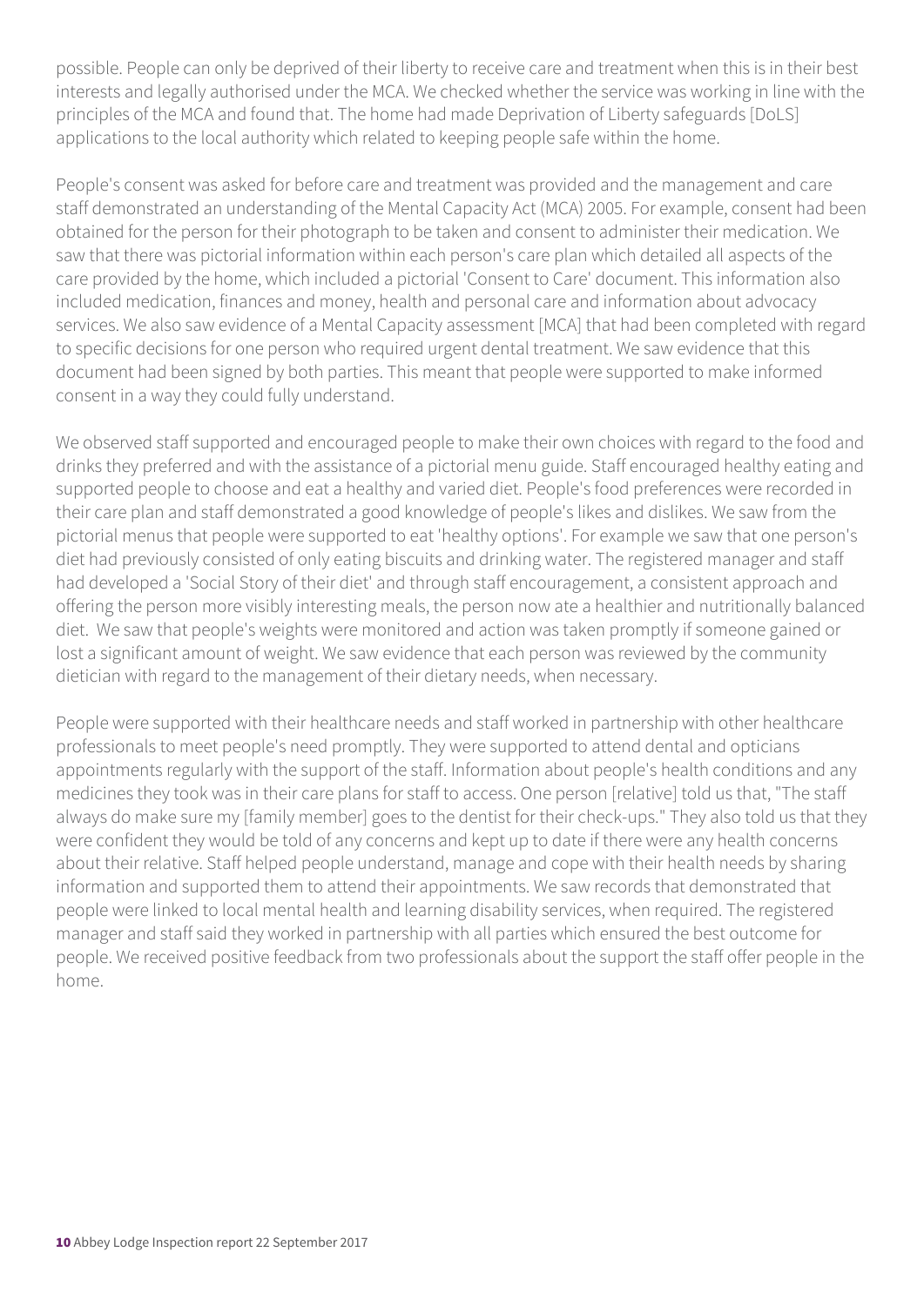possible. People can only be deprived of their liberty to receive care and treatment when this is in their best interests and legally authorised under the MCA. We checked whether the service was working in line with the principles of the MCA and found that. The home had made Deprivation of Liberty safeguards [DoLS] applications to the local authority which related to keeping people safe within the home.

People's consent was asked for before care and treatment was provided and the management and care staff demonstrated an understanding of the Mental Capacity Act (MCA) 2005. For example, consent had been obtained for the person for their photograph to be taken and consent to administer their medication. We saw that there was pictorial information within each person's care plan which detailed all aspects of the care provided by the home, which included a pictorial 'Consent to Care' document. This information also included medication, finances and money, health and personal care and information about advocacy services. We also saw evidence of a Mental Capacity assessment [MCA] that had been completed with regard to specific decisions for one person who required urgent dental treatment. We saw evidence that this document had been signed by both parties. This meant that people were supported to make informed consent in a way they could fully understand.

We observed staff supported and encouraged people to make their own choices with regard to the food and drinks they preferred and with the assistance of a pictorial menu guide. Staff encouraged healthy eating and supported people to choose and eat a healthy and varied diet. People's food preferences were recorded in their care plan and staff demonstrated a good knowledge of people's likes and dislikes. We saw from the pictorial menus that people were supported to eat 'healthy options'. For example we saw that one person's diet had previously consisted of only eating biscuits and drinking water. The registered manager and staff had developed a 'Social Story of their diet' and through staff encouragement, a consistent approach and offering the person more visibly interesting meals, the person now ate a healthier and nutritionally balanced diet. We saw that people's weights were monitored and action was taken promptly if someone gained or lost a significant amount of weight. We saw evidence that each person was reviewed by the community dietician with regard to the management of their dietary needs, when necessary.

People were supported with their healthcare needs and staff worked in partnership with other healthcare professionals to meet people's need promptly. They were supported to attend dental and opticians appointments regularly with the support of the staff. Information about people's health conditions and any medicines they took was in their care plans for staff to access. One person [relative] told us that, "The staff always do make sure my [family member] goes to the dentist for their check-ups." They also told us that they were confident they would be told of any concerns and kept up to date if there were any health concerns about their relative. Staff helped people understand, manage and cope with their health needs by sharing information and supported them to attend their appointments. We saw records that demonstrated that people were linked to local mental health and learning disability services, when required. The registered manager and staff said they worked in partnership with all parties which ensured the best outcome for people. We received positive feedback from two professionals about the support the staff offer people in the home.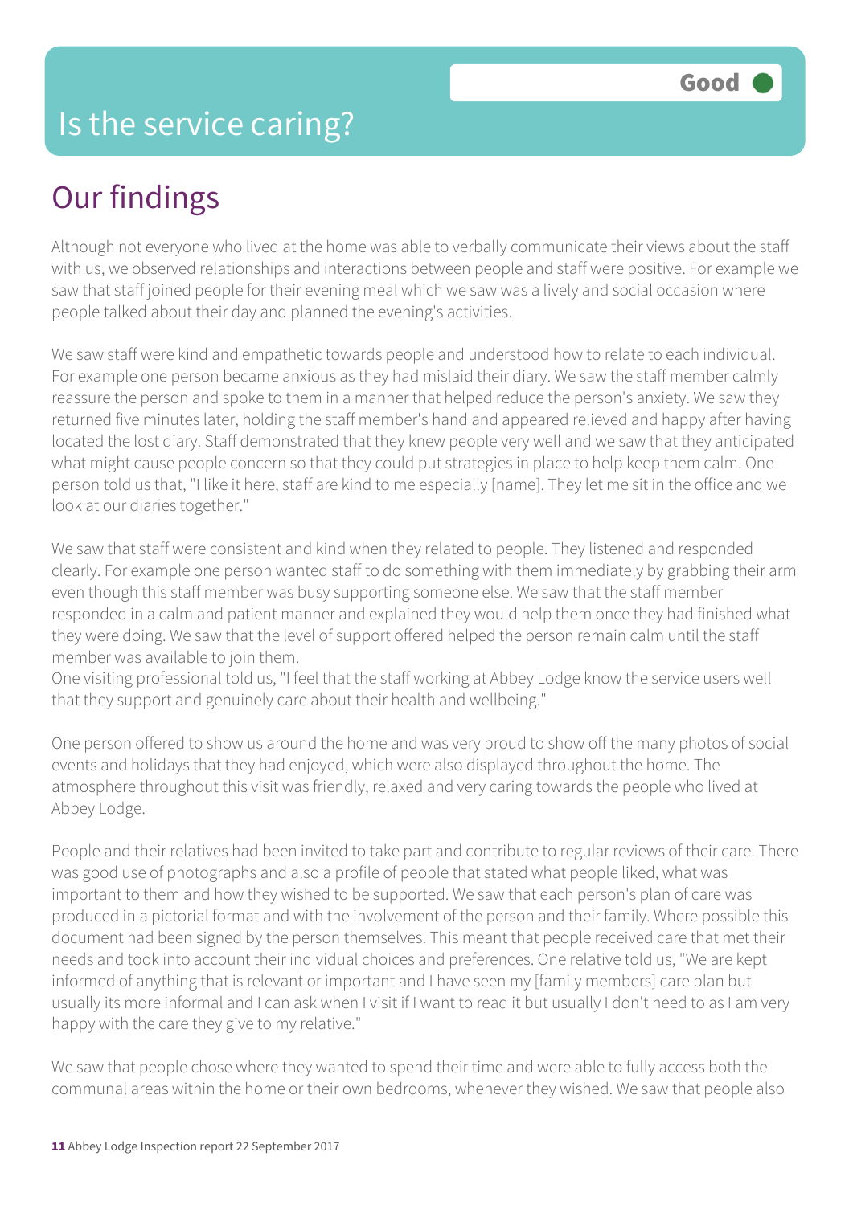# Is the service caring?

Good

## Our findings

Although not everyone who lived at the home was able to verbally communicate their views about the staff with us, we observed relationships and interactions between people and staff were positive. For example we saw that staff joined people for their evening meal which we saw was a lively and social occasion where people talked about their day and planned the evening's activities.

We saw staff were kind and empathetic towards people and understood how to relate to each individual. For example one person became anxious as they had mislaid their diary. We saw the staff member calmly reassure the person and spoke to them in a manner that helped reduce the person's anxiety. We saw they returned five minutes later, holding the staff member's hand and appeared relieved and happy after having located the lost diary. Staff demonstrated that they knew people very well and we saw that they anticipated what might cause people concern so that they could put strategies in place to help keep them calm. One person told us that, "I like it here, staff are kind to me especially [name]. They let me sit in the office and we look at our diaries together."

We saw that staff were consistent and kind when they related to people. They listened and responded clearly. For example one person wanted staff to do something with them immediately by grabbing their arm even though this staff member was busy supporting someone else. We saw that the staff member responded in a calm and patient manner and explained they would help them once they had finished what they were doing. We saw that the level of support offered helped the person remain calm until the staff member was available to join them.
One visiting professional told us, "I feel that the staff working at Abbey Lodge know the service users well that they support and genuinely care about their health and wellbeing."

One person offered to show us around the home and was very proud to show off the many photos of social events and holidays that they had enjoyed, which were also displayed throughout the home. The atmosphere throughout this visit was friendly, relaxed and very caring towards the people who lived at Abbey Lodge.

People and their relatives had been invited to take part and contribute to regular reviews of their care. There was good use of photographs and also a profile of people that stated what people liked, what was important to them and how they wished to be supported. We saw that each person's plan of care was produced in a pictorial format and with the involvement of the person and their family. Where possible this document had been signed by the person themselves. This meant that people received care that met their needs and took into account their individual choices and preferences. One relative told us, "We are kept informed of anything that is relevant or important and I have seen my [family members] care plan but usually its more informal and I can ask when I visit if I want to read it but usually I don't need to as I am very happy with the care they give to my relative."

We saw that people chose where they wanted to spend their time and were able to fully access both the communal areas within the home or their own bedrooms, whenever they wished. We saw that people also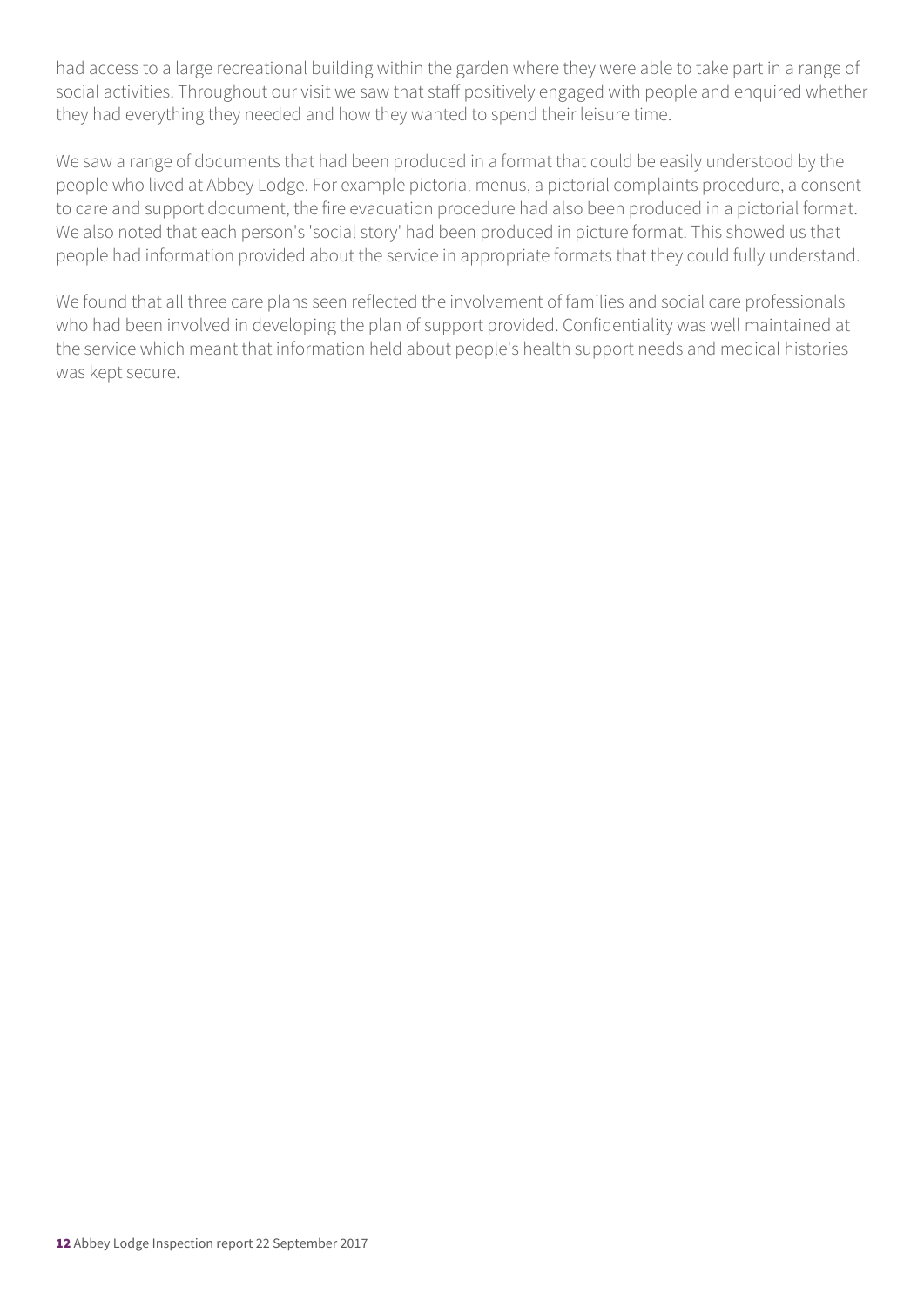had access to a large recreational building within the garden where they were able to take part in a range of social activities. Throughout our visit we saw that staff positively engaged with people and enquired whether they had everything they needed and how they wanted to spend their leisure time.

We saw a range of documents that had been produced in a format that could be easily understood by the people who lived at Abbey Lodge. For example pictorial menus, a pictorial complaints procedure, a consent to care and support document, the fire evacuation procedure had also been produced in a pictorial format. We also noted that each person's 'social story' had been produced in picture format. This showed us that people had information provided about the service in appropriate formats that they could fully understand.

We found that all three care plans seen reflected the involvement of families and social care professionals who had been involved in developing the plan of support provided. Confidentiality was well maintained at the service which meant that information held about people's health support needs and medical histories was kept secure.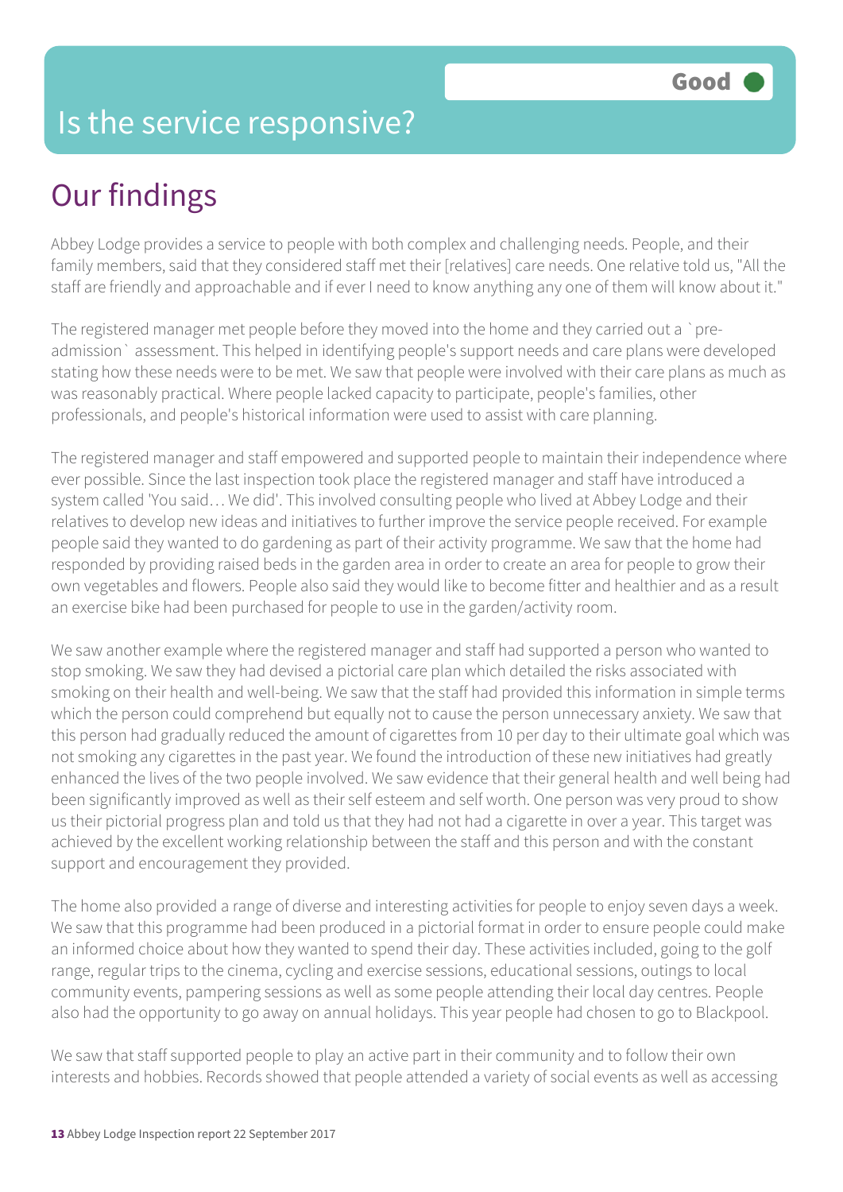# Is the service responsive?

Good

## Our findings

Abbey Lodge provides a service to people with both complex and challenging needs. People, and their family members, said that they considered staff met their [relatives] care needs. One relative told us, "All the staff are friendly and approachable and if ever I need to know anything any one of them will know about it."

The registered manager met people before they moved into the home and they carried out a `pre-admission` assessment. This helped in identifying people's support needs and care plans were developed stating how these needs were to be met. We saw that people were involved with their care plans as much as was reasonably practical. Where people lacked capacity to participate, people's families, other professionals, and people's historical information were used to assist with care planning.

The registered manager and staff empowered and supported people to maintain their independence where ever possible. Since the last inspection took place the registered manager and staff have introduced a system called 'You said… We did'. This involved consulting people who lived at Abbey Lodge and their relatives to develop new ideas and initiatives to further improve the service people received. For example people said they wanted to do gardening as part of their activity programme. We saw that the home had responded by providing raised beds in the garden area in order to create an area for people to grow their own vegetables and flowers. People also said they would like to become fitter and healthier and as a result an exercise bike had been purchased for people to use in the garden/activity room.

We saw another example where the registered manager and staff had supported a person who wanted to stop smoking. We saw they had devised a pictorial care plan which detailed the risks associated with smoking on their health and well-being. We saw that the staff had provided this information in simple terms which the person could comprehend but equally not to cause the person unnecessary anxiety. We saw that this person had gradually reduced the amount of cigarettes from 10 per day to their ultimate goal which was not smoking any cigarettes in the past year. We found the introduction of these new initiatives had greatly enhanced the lives of the two people involved. We saw evidence that their general health and well being had been significantly improved as well as their self esteem and self worth. One person was very proud to show us their pictorial progress plan and told us that they had not had a cigarette in over a year. This target was achieved by the excellent working relationship between the staff and this person and with the constant support and encouragement they provided.

The home also provided a range of diverse and interesting activities for people to enjoy seven days a week. We saw that this programme had been produced in a pictorial format in order to ensure people could make an informed choice about how they wanted to spend their day. These activities included, going to the golf range, regular trips to the cinema, cycling and exercise sessions, educational sessions, outings to local community events, pampering sessions as well as some people attending their local day centres. People also had the opportunity to go away on annual holidays. This year people had chosen to go to Blackpool.

We saw that staff supported people to play an active part in their community and to follow their own interests and hobbies. Records showed that people attended a variety of social events as well as accessing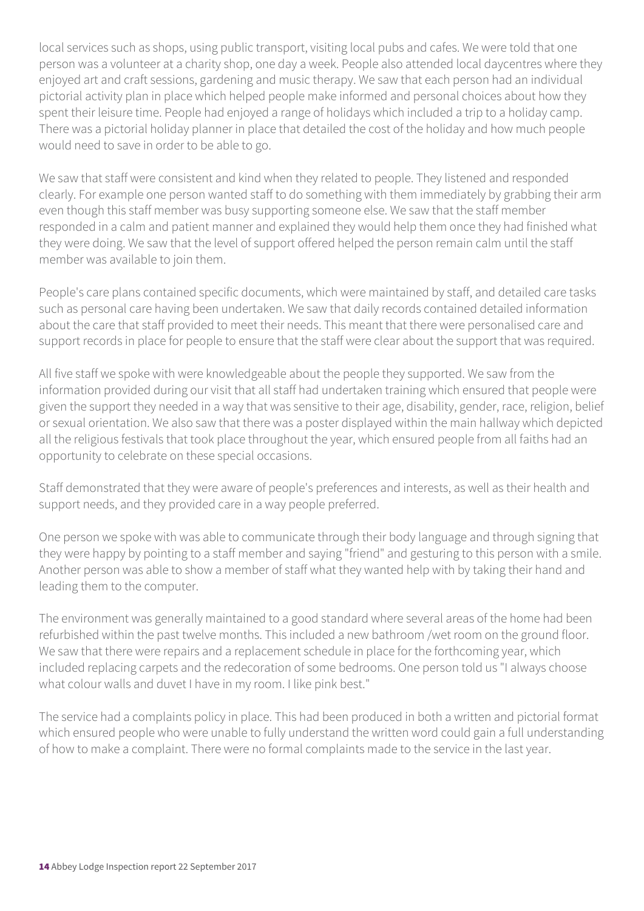local services such as shops, using public transport, visiting local pubs and cafes. We were told that one person was a volunteer at a charity shop, one day a week. People also attended local daycentres where they enjoyed art and craft sessions, gardening and music therapy. We saw that each person had an individual pictorial activity plan in place which helped people make informed and personal choices about how they spent their leisure time. People had enjoyed a range of holidays which included a trip to a holiday camp. There was a pictorial holiday planner in place that detailed the cost of the holiday and how much people would need to save in order to be able to go.

We saw that staff were consistent and kind when they related to people. They listened and responded clearly. For example one person wanted staff to do something with them immediately by grabbing their arm even though this staff member was busy supporting someone else. We saw that the staff member responded in a calm and patient manner and explained they would help them once they had finished what they were doing. We saw that the level of support offered helped the person remain calm until the staff member was available to join them.

People's care plans contained specific documents, which were maintained by staff, and detailed care tasks such as personal care having been undertaken. We saw that daily records contained detailed information about the care that staff provided to meet their needs. This meant that there were personalised care and support records in place for people to ensure that the staff were clear about the support that was required.

All five staff we spoke with were knowledgeable about the people they supported. We saw from the information provided during our visit that all staff had undertaken training which ensured that people were given the support they needed in a way that was sensitive to their age, disability, gender, race, religion, belief or sexual orientation. We also saw that there was a poster displayed within the main hallway which depicted all the religious festivals that took place throughout the year, which ensured people from all faiths had an opportunity to celebrate on these special occasions.

Staff demonstrated that they were aware of people's preferences and interests, as well as their health and support needs, and they provided care in a way people preferred.

One person we spoke with was able to communicate through their body language and through signing that they were happy by pointing to a staff member and saying "friend" and gesturing to this person with a smile. Another person was able to show a member of staff what they wanted help with by taking their hand and leading them to the computer.

The environment was generally maintained to a good standard where several areas of the home had been refurbished within the past twelve months. This included a new bathroom /wet room on the ground floor. We saw that there were repairs and a replacement schedule in place for the forthcoming year, which included replacing carpets and the redecoration of some bedrooms. One person told us "I always choose what colour walls and duvet I have in my room. I like pink best."

The service had a complaints policy in place. This had been produced in both a written and pictorial format which ensured people who were unable to fully understand the written word could gain a full understanding of how to make a complaint. There were no formal complaints made to the service in the last year.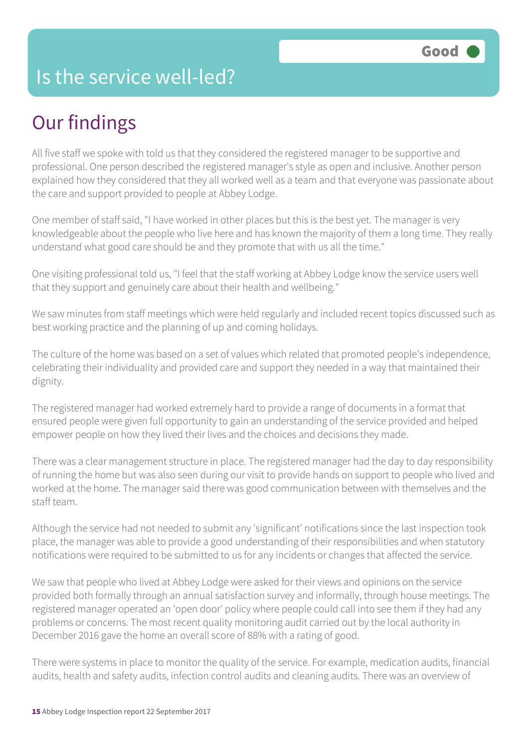# Is the service well-led?

**Good**

## Our findings

All five staff we spoke with told us that they considered the registered manager to be supportive and professional. One person described the registered manager's style as open and inclusive. Another person explained how they considered that they all worked well as a team and that everyone was passionate about the care and support provided to people at Abbey Lodge.

One member of staff said, "I have worked in other places but this is the best yet. The manager is very knowledgeable about the people who live here and has known the majority of them a long time. They really understand what good care should be and they promote that with us all the time."

One visiting professional told us, "I feel that the staff working at Abbey Lodge know the service users well that they support and genuinely care about their health and wellbeing."

We saw minutes from staff meetings which were held regularly and included recent topics discussed such as best working practice and the planning of up and coming holidays.

The culture of the home was based on a set of values which related that promoted people's independence, celebrating their individuality and provided care and support they needed in a way that maintained their dignity.

The registered manager had worked extremely hard to provide a range of documents in a format that ensured people were given full opportunity to gain an understanding of the service provided and helped empower people on how they lived their lives and the choices and decisions they made.

There was a clear management structure in place. The registered manager had the day to day responsibility of running the home but was also seen during our visit to provide hands on support to people who lived and worked at the home. The manager said there was good communication between with themselves and the staff team.

Although the service had not needed to submit any 'significant' notifications since the last inspection took place, the manager was able to provide a good understanding of their responsibilities and when statutory notifications were required to be submitted to us for any incidents or changes that affected the service.

We saw that people who lived at Abbey Lodge were asked for their views and opinions on the service provided both formally through an annual satisfaction survey and informally, through house meetings. The registered manager operated an 'open door' policy where people could call into see them if they had any problems or concerns. The most recent quality monitoring audit carried out by the local authority in December 2016 gave the home an overall score of 88% with a rating of good.

There were systems in place to monitor the quality of the service. For example, medication audits, financial audits, health and safety audits, infection control audits and cleaning audits. There was an overview of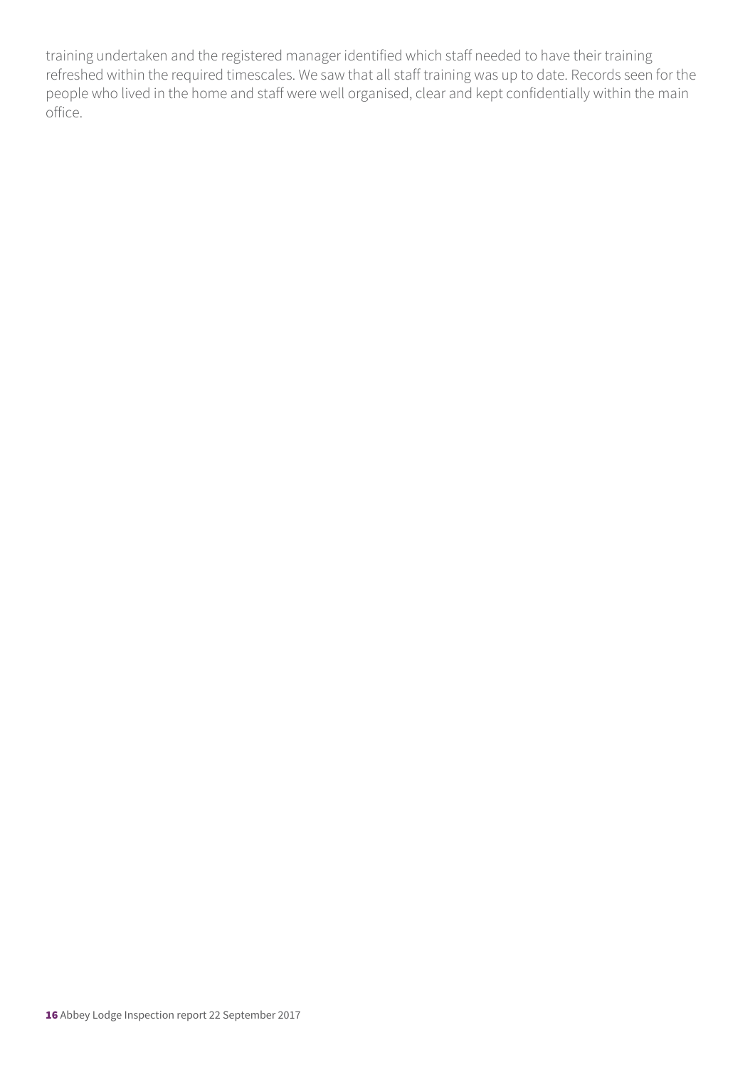training undertaken and the registered manager identified which staff needed to have their training refreshed within the required timescales. We saw that all staff training was up to date. Records seen for the people who lived in the home and staff were well organised, clear and kept confidentially within the main office.